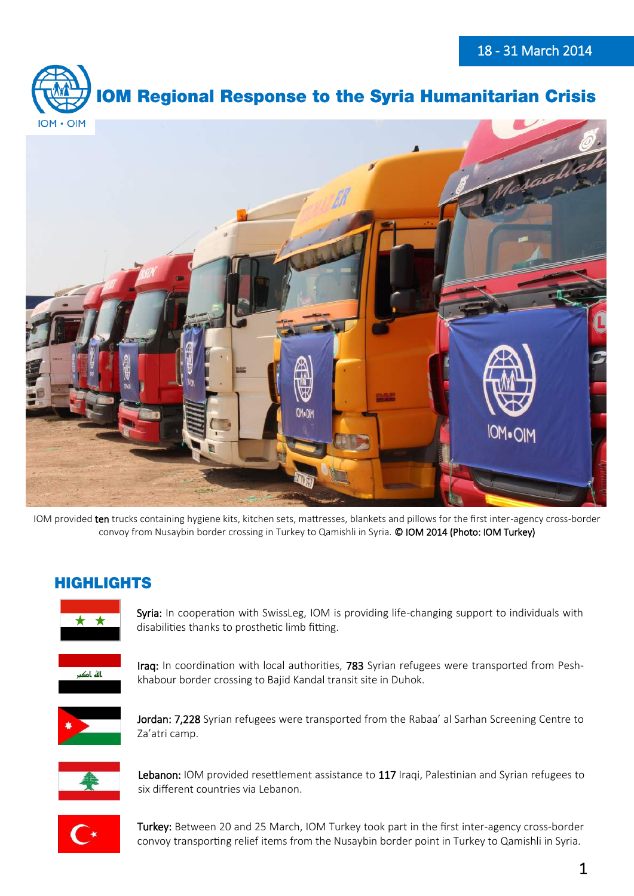18 - 31 March 2014

# IOM Regional Response to the Syria Humanitarian Crisis

IOM provided **ten** trucks containing hygiene kits, kitchen sets, mattresses, blankets and pillows for the first inter-agency cross-border convoy from Nusaybin border crossing in Turkey to Qamishli in Syria. **© IOM 2014 (Photo: IOM Turkey)**

## HIGHLIGHTS

**Syria:** In cooperation with SwissLeg, IOM is providing life-changing support to individuals with disabilities thanks to prosthetic limb fitting.

**Iraq:** In coordination with local authorities, **783** Syrian refugees were transported from Pesh-khabour border crossing to Bajid Kandal transit site in Duhok.

**Jordan: 7,228** Syrian refugees were transported from the Rabaa' al Sarhan Screening Centre to Za'atri camp.

**Lebanon:** IOM provided resettlement assistance to **117** Iraqi, Palestinian and Syrian refugees to six different countries via Lebanon.

**Turkey:** Between 20 and 25 March, IOM Turkey took part in the first inter-agency cross-border convoy transporting relief items from the Nusaybin border point in Turkey to Qamishli in Syria.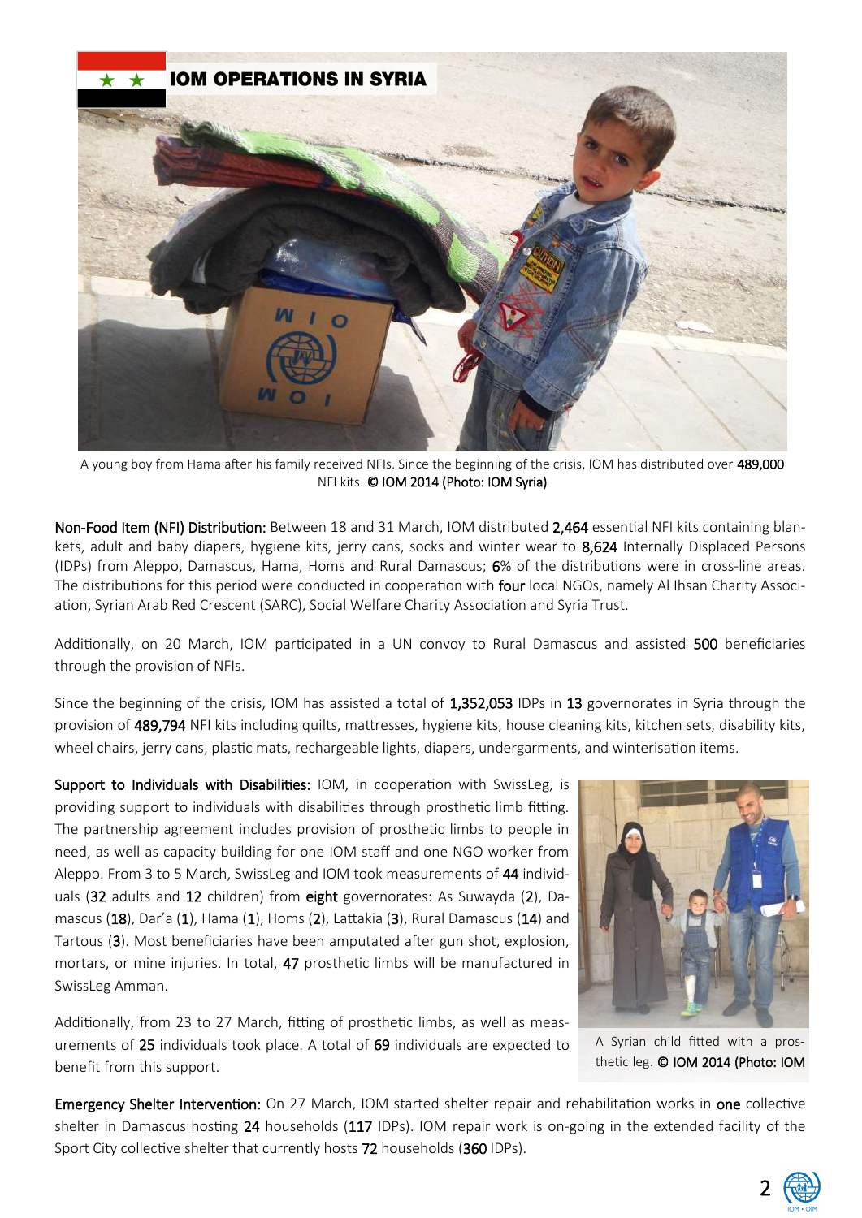## IOM OPERATIONS IN SYRIA

A young boy from Hama after his family received NFIs. Since the beginning of the crisis, IOM has distributed over **489,000** NFI kits. **© IOM 2014 (Photo: IOM Syria)**

**Non-Food Item (NFI) Distribution:** Between 18 and 31 March, IOM distributed **2,464** essential NFI kits containing blankets, adult and baby diapers, hygiene kits, jerry cans, socks and winter wear to **8,624** Internally Displaced Persons (IDPs) from Aleppo, Damascus, Hama, Homs and Rural Damascus; **6**% of the distributions were in cross-line areas. The distributions for this period were conducted in cooperation with **four** local NGOs, namely Al Ihsan Charity Association, Syrian Arab Red Crescent (SARC), Social Welfare Charity Association and Syria Trust.

Additionally, on 20 March, IOM participated in a UN convoy to Rural Damascus and assisted **500** beneficiaries through the provision of NFIs.

Since the beginning of the crisis, IOM has assisted a total of **1,352,053** IDPs in **13** governorates in Syria through the provision of **489,794** NFI kits including quilts, mattresses, hygiene kits, house cleaning kits, kitchen sets, disability kits, wheel chairs, jerry cans, plastic mats, rechargeable lights, diapers, undergarments, and winterisation items.

**Support to Individuals with Disabilities:** IOM, in cooperation with SwissLeg, is providing support to individuals with disabilities through prosthetic limb fitting. The partnership agreement includes provision of prosthetic limbs to people in need, as well as capacity building for one IOM staff and one NGO worker from Aleppo. From 3 to 5 March, SwissLeg and IOM took measurements of **44** individuals (**32** adults and **12** children) from **eight** governorates: As Suwayda (**2**), Damascus (**18**), Dar'a (**1**), Hama (**1**), Homs (**2**), Lattakia (**3**), Rural Damascus (**14**) and Tartous (**3**). Most beneficiaries have been amputated after gun shot, explosion, mortars, or mine injuries. In total, **47** prosthetic limbs will be manufactured in SwissLeg Amman.

Additionally, from 23 to 27 March, fitting of prosthetic limbs, as well as measurements of **25** individuals took place. A total of **69** individuals are expected to benefit from this support.

A Syrian child fitted with a prosthetic leg. **© IOM 2014 (Photo: IOM**

**Emergency Shelter Intervention:** On 27 March, IOM started shelter repair and rehabilitation works in **one** collective shelter in Damascus hosting **24** households (**117** IDPs). IOM repair work is on-going in the extended facility of the Sport City collective shelter that currently hosts **72** households (**360** IDPs).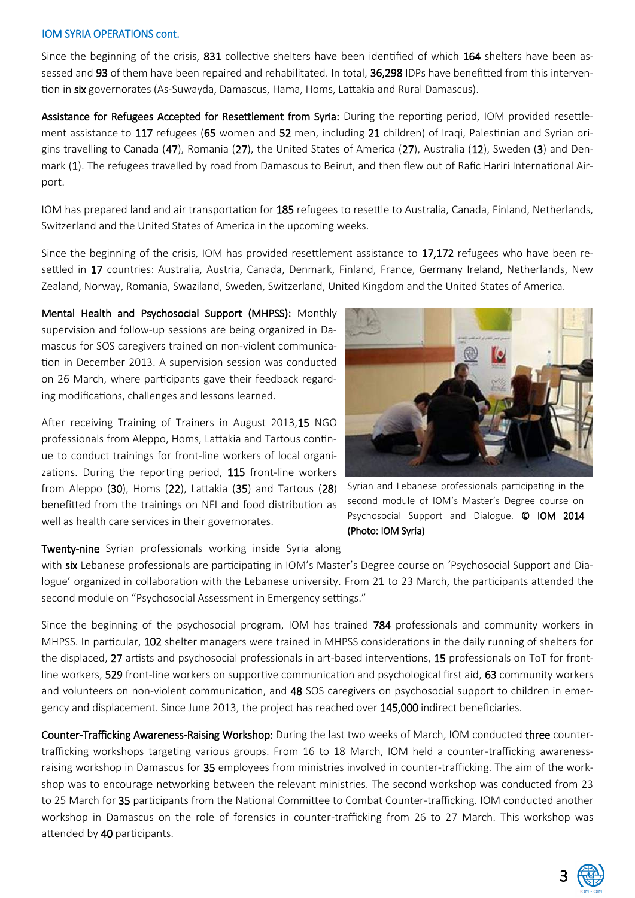IOM SYRIA OPERATIONS cont.

Since the beginning of the crisis, **831** collective shelters have been identified of which **164** shelters have been assessed and **93** of them have been repaired and rehabilitated. In total, **36,298** IDPs have benefitted from this intervention in **six** governorates (As-Suwayda, Damascus, Hama, Homs, Lattakia and Rural Damascus).

**Assistance for Refugees Accepted for Resettlement from Syria:** During the reporting period, IOM provided resettlement assistance to **117** refugees (**65** women and **52** men, including **21** children) of Iraqi, Palestinian and Syrian origins travelling to Canada (**47**), Romania (**27**), the United States of America (**27**), Australia (**12**), Sweden (**3**) and Denmark (**1**). The refugees travelled by road from Damascus to Beirut, and then flew out of Rafic Hariri International Airport.

IOM has prepared land and air transportation for **185** refugees to resettle to Australia, Canada, Finland, Netherlands, Switzerland and the United States of America in the upcoming weeks.

Since the beginning of the crisis, IOM has provided resettlement assistance to **17,172** refugees who have been resettled in **17** countries: Australia, Austria, Canada, Denmark, Finland, France, Germany Ireland, Netherlands, New Zealand, Norway, Romania, Swaziland, Sweden, Switzerland, United Kingdom and the United States of America.

**Mental Health and Psychosocial Support (MHPSS):** Monthly supervision and follow-up sessions are being organized in Damascus for SOS caregivers trained on non-violent communication in December 2013. A supervision session was conducted on 26 March, where participants gave their feedback regarding modifications, challenges and lessons learned.

After receiving Training of Trainers in August 2013,**15** NGO professionals from Aleppo, Homs, Lattakia and Tartous continue to conduct trainings for front-line workers of local organizations. During the reporting period, **115** front-line workers from Aleppo (**30**), Homs (**22**), Lattakia (**35**) and Tartous (**28**) benefitted from the trainings on NFI and food distribution as well as health care services in their governorates.

Syrian and Lebanese professionals participating in the second module of IOM's Master's Degree course on Psychosocial Support and Dialogue. **© IOM 2014 (Photo: IOM Syria)**

**Twenty-nine** Syrian professionals working inside Syria along with **six** Lebanese professionals are participating in IOM's Master's Degree course on 'Psychosocial Support and Dialogue' organized in collaboration with the Lebanese university. From 21 to 23 March, the participants attended the second module on "Psychosocial Assessment in Emergency settings."

Since the beginning of the psychosocial program, IOM has trained **784** professionals and community workers in MHPSS. In particular, **102** shelter managers were trained in MHPSS considerations in the daily running of shelters for the displaced, **27** artists and psychosocial professionals in art-based interventions, **15** professionals on ToT for front-line workers, **529** front-line workers on supportive communication and psychological first aid, **63** community workers and volunteers on non-violent communication, and **48** SOS caregivers on psychosocial support to children in emergency and displacement. Since June 2013, the project has reached over **145,000** indirect beneficiaries.

**Counter-Trafficking Awareness-Raising Workshop:** During the last two weeks of March, IOM conducted **three** counter-trafficking workshops targeting various groups. From 16 to 18 March, IOM held a counter-trafficking awareness-raising workshop in Damascus for **35** employees from ministries involved in counter-trafficking. The aim of the workshop was to encourage networking between the relevant ministries. The second workshop was conducted from 23 to 25 March for **35** participants from the National Committee to Combat Counter-trafficking. IOM conducted another workshop in Damascus on the role of forensics in counter-trafficking from 26 to 27 March. This workshop was attended by **40** participants.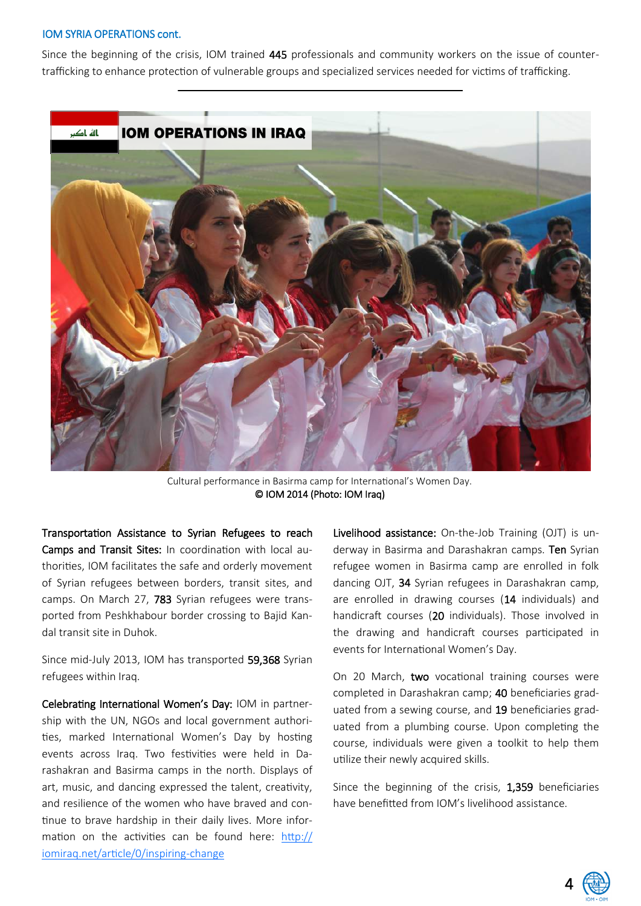IOM SYRIA OPERATIONS cont.

Since the beginning of the crisis, IOM trained **445** professionals and community workers on the issue of counter-trafficking to enhance protection of vulnerable groups and specialized services needed for victims of trafficking.

## IOM OPERATIONS IN IRAQ

Cultural performance in Basirma camp for International's Women Day.
© IOM 2014 (Photo: IOM Iraq)

**Transportation Assistance to Syrian Refugees to reach Camps and Transit Sites:** In coordination with local authorities, IOM facilitates the safe and orderly movement of Syrian refugees between borders, transit sites, and camps. On March 27, **783** Syrian refugees were transported from Peshkhabour border crossing to Bajid Kandal transit site in Duhok.

Since mid-July 2013, IOM has transported **59,368** Syrian refugees within Iraq.

**Celebrating International Women's Day:** IOM in partnership with the UN, NGOs and local government authorities, marked International Women's Day by hosting events across Iraq. Two festivities were held in Darashakran and Basirma camps in the north. Displays of art, music, and dancing expressed the talent, creativity, and resilience of the women who have braved and continue to brave hardship in their daily lives. More information on the activities can be found here: http://iomiraq.net/article/0/inspiring-change

**Livelihood assistance:** On-the-Job Training (OJT) is underway in Basirma and Darashakran camps. **Ten** Syrian refugee women in Basirma camp are enrolled in folk dancing OJT, **34** Syrian refugees in Darashakran camp, are enrolled in drawing courses (**14** individuals) and handicraft courses (**20** individuals). Those involved in the drawing and handicraft courses participated in events for International Women's Day.

On 20 March, **two** vocational training courses were completed in Darashakran camp; **40** beneficiaries graduated from a sewing course, and **19** beneficiaries graduated from a plumbing course. Upon completing the course, individuals were given a toolkit to help them utilize their newly acquired skills.

Since the beginning of the crisis, **1,359** beneficiaries have benefitted from IOM's livelihood assistance.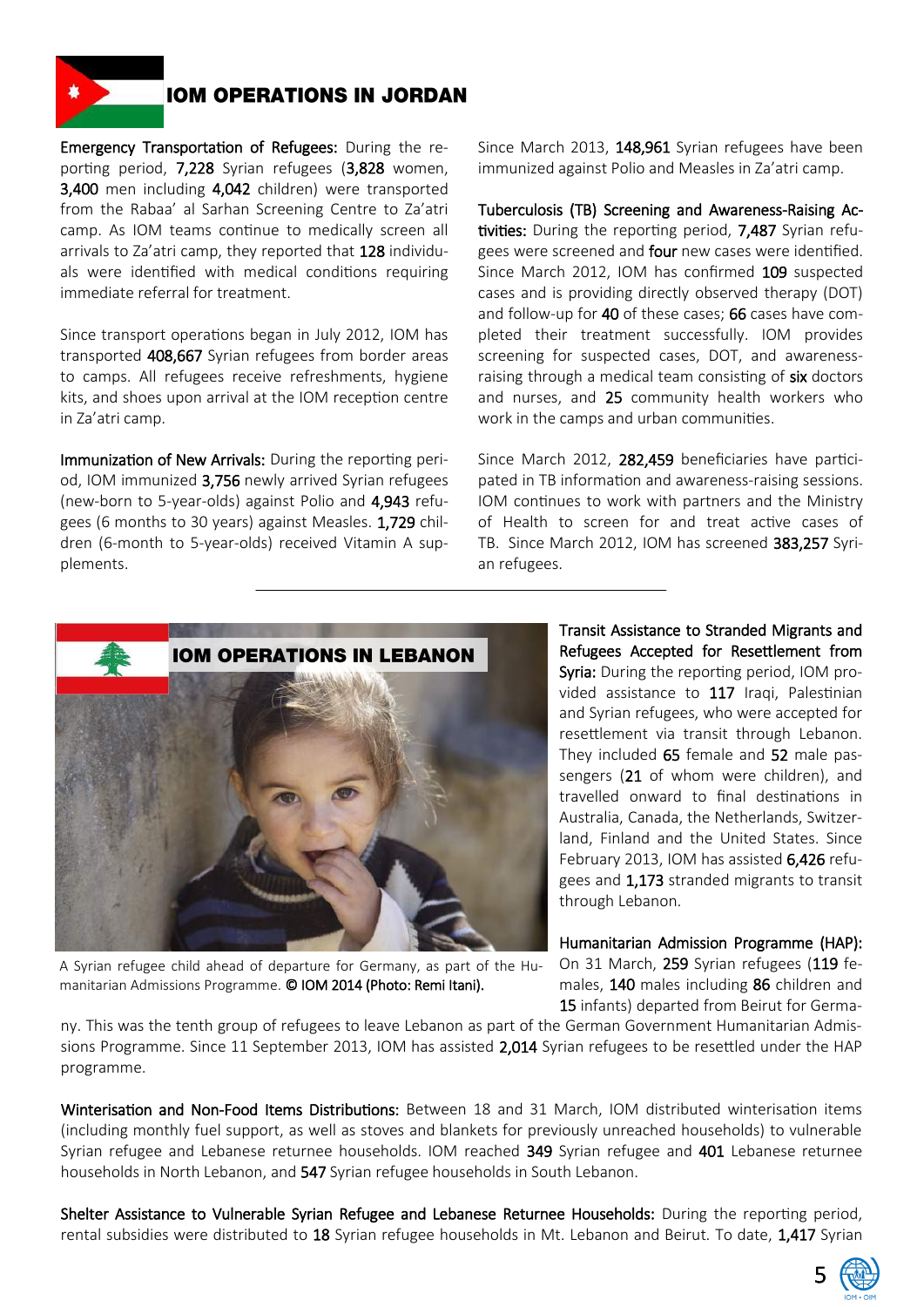## IOM OPERATIONS IN JORDAN

**Emergency Transportation of Refugees:** During the reporting period, **7,228** Syrian refugees (**3,828** women, **3,400** men including **4,042** children) were transported from the Rabaa' al Sarhan Screening Centre to Za'atri camp. As IOM teams continue to medically screen all arrivals to Za'atri camp, they reported that **128** individuals were identified with medical conditions requiring immediate referral for treatment.

Since transport operations began in July 2012, IOM has transported **408,667** Syrian refugees from border areas to camps. All refugees receive refreshments, hygiene kits, and shoes upon arrival at the IOM reception centre in Za'atri camp.

**Immunization of New Arrivals:** During the reporting period, IOM immunized **3,756** newly arrived Syrian refugees (new-born to 5-year-olds) against Polio and **4,943** refugees (6 months to 30 years) against Measles. **1,729** children (6-month to 5-year-olds) received Vitamin A supplements.

Since March 2013, **148,961** Syrian refugees have been immunized against Polio and Measles in Za'atri camp.

**Tuberculosis (TB) Screening and Awareness-Raising Activities:** During the reporting period, **7,487** Syrian refugees were screened and **four** new cases were identified. Since March 2012, IOM has confirmed **109** suspected cases and is providing directly observed therapy (DOT) and follow-up for **40** of these cases; **66** cases have completed their treatment successfully. IOM provides screening for suspected cases, DOT, and awareness-raising through a medical team consisting of **six** doctors and nurses, and **25** community health workers who work in the camps and urban communities.

Since March 2012, **282,459** beneficiaries have participated in TB information and awareness-raising sessions. IOM continues to work with partners and the Ministry of Health to screen for and treat active cases of TB. Since March 2012, IOM has screened **383,257** Syrian refugees.

## IOM OPERATIONS IN LEBANON

A Syrian refugee child ahead of departure for Germany, as part of the Humanitarian Admissions Programme. **© IOM 2014 (Photo: Remi Itani).**

**Transit Assistance to Stranded Migrants and Refugees Accepted for Resettlement from Syria:** During the reporting period, IOM provided assistance to **117** Iraqi, Palestinian and Syrian refugees, who were accepted for resettlement via transit through Lebanon. They included **65** female and **52** male passengers (**21** of whom were children), and travelled onward to final destinations in Australia, Canada, the Netherlands, Switzerland, Finland and the United States. Since February 2013, IOM has assisted **6,426** refugees and **1,173** stranded migrants to transit through Lebanon.

**Humanitarian Admission Programme (HAP):** On 31 March, **259** Syrian refugees (**119** females, **140** males including **86** children and **15** infants) departed from Beirut for Germany. This was the tenth group of refugees to leave Lebanon as part of the German Government Humanitarian Admissions Programme. Since 11 September 2013, IOM has assisted **2,014** Syrian refugees to be resettled under the HAP programme.

**Winterisation and Non-Food Items Distributions:** Between 18 and 31 March, IOM distributed winterisation items (including monthly fuel support, as well as stoves and blankets for previously unreached households) to vulnerable Syrian refugee and Lebanese returnee households. IOM reached **349** Syrian refugee and **401** Lebanese returnee households in North Lebanon, and **547** Syrian refugee households in South Lebanon.

**Shelter Assistance to Vulnerable Syrian Refugee and Lebanese Returnee Households:** During the reporting period, rental subsidies were distributed to **18** Syrian refugee households in Mt. Lebanon and Beirut. To date, **1,417** Syrian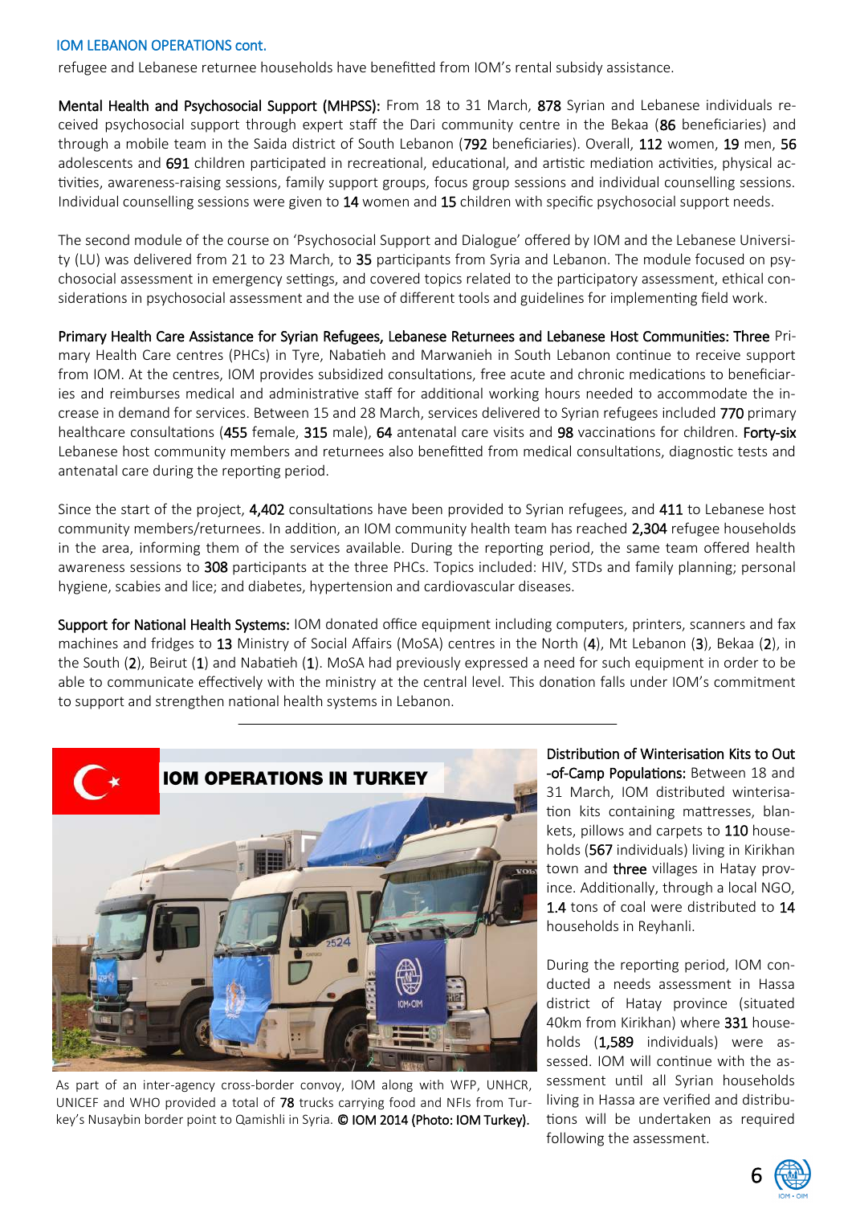## IOM LEBANON OPERATIONS cont.

refugee and Lebanese returnee households have benefitted from IOM's rental subsidy assistance.

**Mental Health and Psychosocial Support (MHPSS):** From 18 to 31 March, **878** Syrian and Lebanese individuals received psychosocial support through expert staff the Dari community centre in the Bekaa (**86** beneficiaries) and through a mobile team in the Saida district of South Lebanon (**792** beneficiaries). Overall, **112** women, **19** men, **56** adolescents and **691** children participated in recreational, educational, and artistic mediation activities, physical activities, awareness-raising sessions, family support groups, focus group sessions and individual counselling sessions. Individual counselling sessions were given to **14** women and **15** children with specific psychosocial support needs.

The second module of the course on 'Psychosocial Support and Dialogue' offered by IOM and the Lebanese University (LU) was delivered from 21 to 23 March, to **35** participants from Syria and Lebanon. The module focused on psychosocial assessment in emergency settings, and covered topics related to the participatory assessment, ethical considerations in psychosocial assessment and the use of different tools and guidelines for implementing field work.

**Primary Health Care Assistance for Syrian Refugees, Lebanese Returnees and Lebanese Host Communities: Three** Primary Health Care centres (PHCs) in Tyre, Nabatieh and Marwanieh in South Lebanon continue to receive support from IOM. At the centres, IOM provides subsidized consultations, free acute and chronic medications to beneficiaries and reimburses medical and administrative staff for additional working hours needed to accommodate the increase in demand for services. Between 15 and 28 March, services delivered to Syrian refugees included **770** primary healthcare consultations (**455** female, **315** male), **64** antenatal care visits and **98** vaccinations for children. **Forty-six** Lebanese host community members and returnees also benefitted from medical consultations, diagnostic tests and antenatal care during the reporting period.

Since the start of the project, **4,402** consultations have been provided to Syrian refugees, and **411** to Lebanese host community members/returnees. In addition, an IOM community health team has reached **2,304** refugee households in the area, informing them of the services available. During the reporting period, the same team offered health awareness sessions to **308** participants at the three PHCs. Topics included: HIV, STDs and family planning; personal hygiene, scabies and lice; and diabetes, hypertension and cardiovascular diseases.

**Support for National Health Systems:** IOM donated office equipment including computers, printers, scanners and fax machines and fridges to **13** Ministry of Social Affairs (MoSA) centres in the North (**4**), Mt Lebanon (**3**), Bekaa (**2**), in the South (**2**), Beirut (**1**) and Nabatieh (**1**). MoSA had previously expressed a need for such equipment in order to be able to communicate effectively with the ministry at the central level. This donation falls under IOM's commitment to support and strengthen national health systems in Lebanon.

---

## IOM OPERATIONS IN TURKEY

As part of an inter-agency cross-border convoy, IOM along with WFP, UNHCR, UNICEF and WHO provided a total of **78** trucks carrying food and NFIs from Turkey's Nusaybin border point to Qamishli in Syria. **© IOM 2014 (Photo: IOM Turkey).**

**Distribution of Winterisation Kits to Out-of-Camp Populations:** Between 18 and 31 March, IOM distributed winterisation kits containing mattresses, blankets, pillows and carpets to **110** households (**567** individuals) living in Kirikhan town and **three** villages in Hatay province. Additionally, through a local NGO, **1.4** tons of coal were distributed to **14** households in Reyhanli.

During the reporting period, IOM conducted a needs assessment in Hassa district of Hatay province (situated 40km from Kirikhan) where **331** households (**1,589** individuals) were assessed. IOM will continue with the assessment until all Syrian households living in Hassa are verified and distributions will be undertaken as required following the assessment.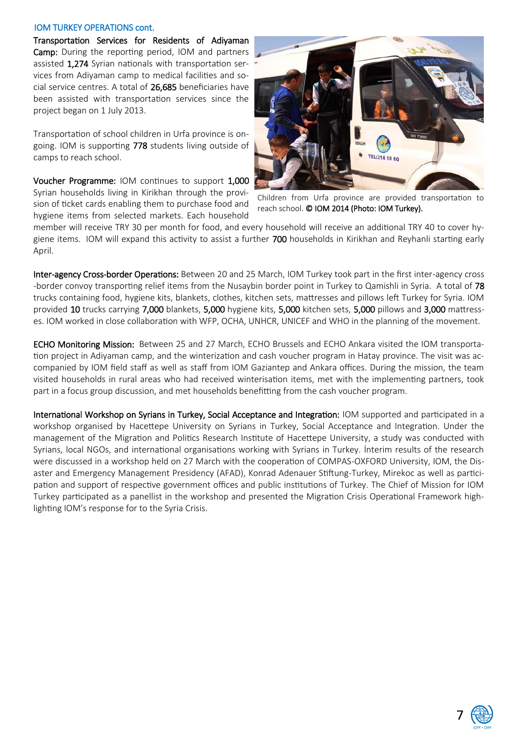## IOM TURKEY OPERATIONS cont.

**Transportation Services for Residents of Adiyaman Camp:** During the reporting period, IOM and partners assisted **1,274** Syrian nationals with transportation services from Adiyaman camp to medical facilities and social service centres. A total of **26,685** beneficiaries have been assisted with transportation services since the project began on 1 July 2013.

Transportation of school children in Urfa province is ongoing. IOM is supporting **778** students living outside of camps to reach school.

Children from Urfa province are provided transportation to reach school. **© IOM 2014 (Photo: IOM Turkey).**

**Voucher Programme:** IOM continues to support **1,000** Syrian households living in Kirikhan through the provision of ticket cards enabling them to purchase food and hygiene items from selected markets. Each household member will receive TRY 30 per month for food, and every household will receive an additional TRY 40 to cover hygiene items. IOM will expand this activity to assist a further **700** households in Kirikhan and Reyhanli starting early April.

**Inter-agency Cross-border Operations:** Between 20 and 25 March, IOM Turkey took part in the first inter-agency cross-border convoy transporting relief items from the Nusaybin border point in Turkey to Qamishli in Syria. A total of **78** trucks containing food, hygiene kits, blankets, clothes, kitchen sets, mattresses and pillows left Turkey for Syria. IOM provided **10** trucks carrying **7,000** blankets, **5,000** hygiene kits, **5,000** kitchen sets, **5,000** pillows and **3,000** mattresses. IOM worked in close collaboration with WFP, OCHA, UNHCR, UNICEF and WHO in the planning of the movement.

**ECHO Monitoring Mission:** Between 25 and 27 March, ECHO Brussels and ECHO Ankara visited the IOM transportation project in Adiyaman camp, and the winterization and cash voucher program in Hatay province. The visit was accompanied by IOM field staff as well as staff from IOM Gaziantep and Ankara offices. During the mission, the team visited households in rural areas who had received winterisation items, met with the implementing partners, took part in a focus group discussion, and met households benefitting from the cash voucher program.

**International Workshop on Syrians in Turkey, Social Acceptance and Integration:** IOM supported and participated in a workshop organised by Hacettepe University on Syrians in Turkey, Social Acceptance and Integration. Under the management of the Migration and Politics Research Institute of Hacettepe University, a study was conducted with Syrians, local NGOs, and international organisations working with Syrians in Turkey. İnterim results of the research were discussed in a workshop held on 27 March with the cooperation of COMPAS-OXFORD University, IOM, the Disaster and Emergency Management Presidency (AFAD), Konrad Adenauer Stiftung-Turkey, Mirekoc as well as participation and support of respective government offices and public institutions of Turkey. The Chief of Mission for IOM Turkey participated as a panellist in the workshop and presented the Migration Crisis Operational Framework highlighting IOM's response for to the Syria Crisis.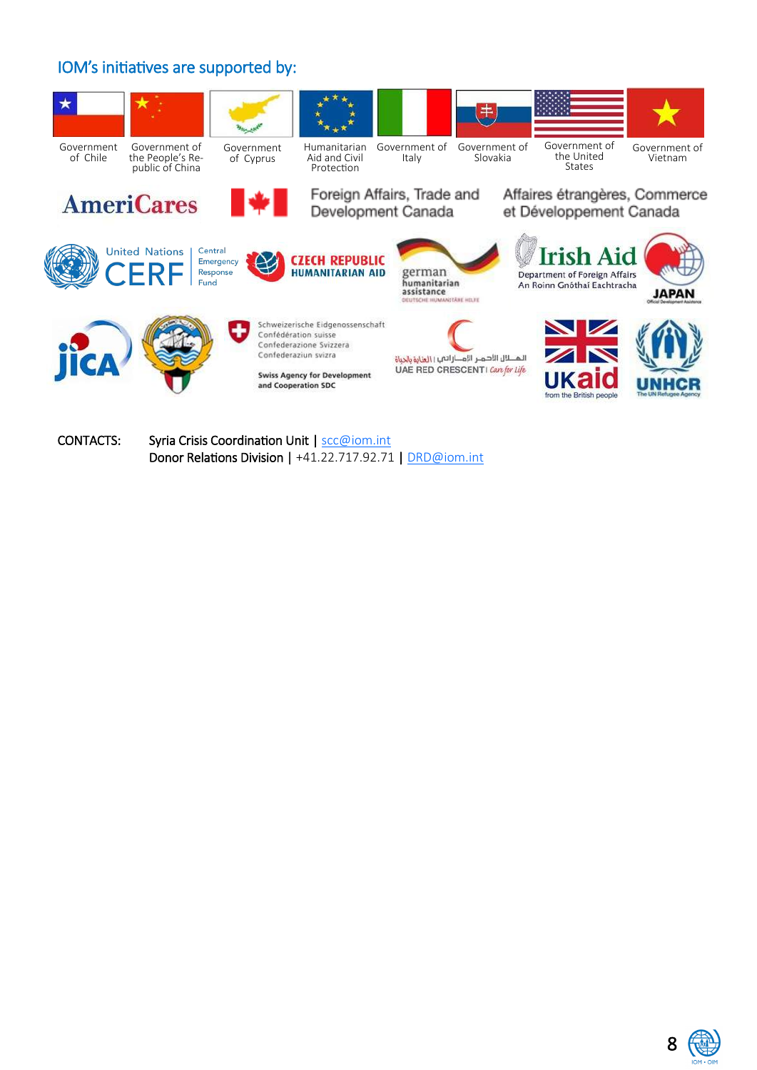## IOM's initiatives are supported by:

Government of Chile

Government of the People's Republic of China

Government of Cyprus

Humanitarian Aid and Civil Protection

Government of Italy

Government of Slovakia

Government of the United States

Government of Vietnam

AmeriCares

Foreign Affairs, Trade and Development Canada

Affaires étrangères, Commerce et Développement Canada

United Nations CERF Central Emergency Response Fund

CZECH REPUBLIC HUMANITARIAN AID

german humanitarian assistance

DEUTSCHE HUMANITÄRE HILFE

Irish Aid Department of Foreign Affairs An Roinn Gnóthaí Eachtracha

JAPAN Official Development Assistance

JICA

Schweizerische Eidgenossenschaft
Confédération suisse
Confederazione Svizzera
Confederaziun svizra

Swiss Agency for Development and Cooperation SDC

الهلال الأحمر الإماراتي | العناية بالحياة
UAE RED CRESCENT | Care for Life

UKaid from the British people

UNHCR The UN Refugee Agency

CONTACTS: Syria Crisis Coordination Unit | scc@iom.int
Donor Relations Division | +41.22.717.92.71 | DRD@iom.int